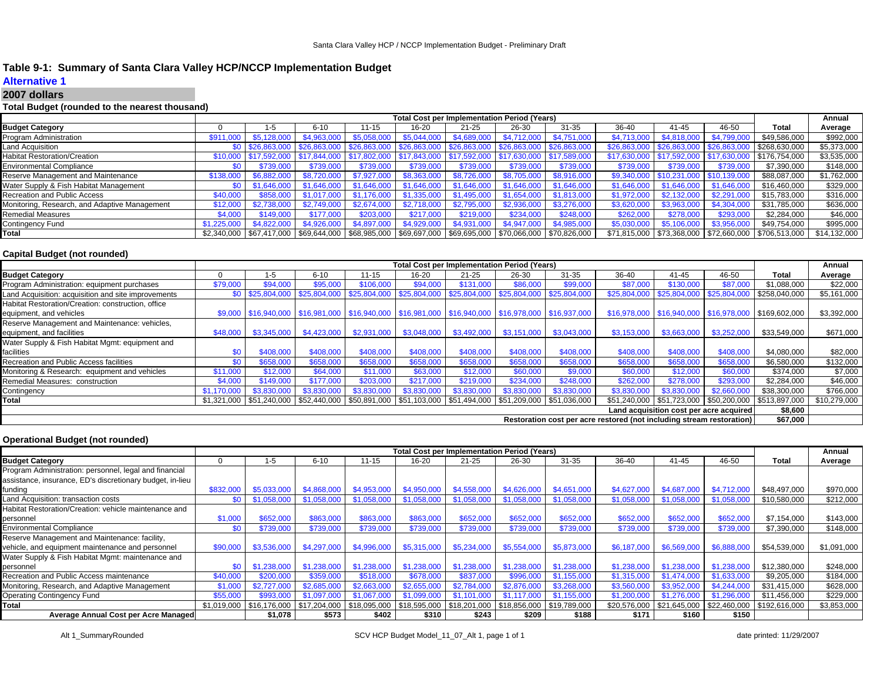# Table 9-1: Summary of Santa Clara Valley HCP/NCCP Implementation Budget

## Alternative 1

### 2007 dollars

**Total Budget (rounded to the nearest thousand)**

| | Total Cost per Implementation Period (Years) | | | | | | | | | | | | Annual |
|---|---|---|---|---|---|---|---|---|---|---|---|---|---|
| **Budget Category** | 0 | 1-5 | 6-10 | 11-15 | 16-20 | 21-25 | 26-30 | 31-35 | 36-40 | 41-45 | 46-50 | **Total** | **Average** |
| Program Administration | $911,000 | $5,128,000 | $4,963,000 | $5,058,000 | $5,044,000 | $4,689,000 | $4,712,000 | $4,751,000 | $4,713,000 | $4,818,000 | $4,799,000 | $49,586,000 | $992,000 |
| Land Acquisition | $0 | $26,863,000 | $26,863,000 | $26,863,000 | $26,863,000 | $26,863,000 | $26,863,000 | $26,863,000 | $26,863,000 | $26,863,000 | $26,863,000 | $268,630,000 | $5,373,000 |
| Habitat Restoration/Creation | $10,000 | $17,592,000 | $17,844,000 | $17,802,000 | $17,843,000 | $17,592,000 | $17,630,000 | $17,589,000 | $17,630,000 | $17,592,000 | $17,630,000 | $176,754,000 | $3,535,000 |
| Environmental Compliance | $0 | $739,000 | $739,000 | $739,000 | $739,000 | $739,000 | $739,000 | $739,000 | $739,000 | $739,000 | $739,000 | $7,390,000 | $148,000 |
| Reserve Management and Maintenance | $138,000 | $6,882,000 | $8,720,000 | $7,927,000 | $8,363,000 | $8,726,000 | $8,705,000 | $8,916,000 | $9,340,000 | $10,231,000 | $10,139,000 | $88,087,000 | $1,762,000 |
| Water Supply & Fish Habitat Management | $0 | $1,646,000 | $1,646,000 | $1,646,000 | $1,646,000 | $1,646,000 | $1,646,000 | $1,646,000 | $1,646,000 | $1,646,000 | $1,646,000 | $16,460,000 | $329,000 |
| Recreation and Public Access | $40,000 | $858,000 | $1,017,000 | $1,176,000 | $1,335,000 | $1,495,000 | $1,654,000 | $1,813,000 | $1,972,000 | $2,132,000 | $2,291,000 | $15,783,000 | $316,000 |
| Monitoring, Research, and Adaptive Management | $12,000 | $2,738,000 | $2,749,000 | $2,674,000 | $2,718,000 | $2,795,000 | $2,936,000 | $3,276,000 | $3,620,000 | $3,963,000 | $4,304,000 | $31,785,000 | $636,000 |
| Remedial Measures | $4,000 | $149,000 | $177,000 | $203,000 | $217,000 | $219,000 | $234,000 | $248,000 | $262,000 | $278,000 | $293,000 | $2,284,000 | $46,000 |
| Contingency Fund | $1,225,000 | $4,822,000 | $4,926,000 | $4,897,000 | $4,929,000 | $4,931,000 | $4,947,000 | $4,985,000 | $5,030,000 | $5,106,000 | $3,956,000 | $49,754,000 | $995,000 |
| **Total** | $2,340,000 | $67,417,000 | $69,644,000 | $68,985,000 | $69,697,000 | $69,695,000 | $70,066,000 | $70,826,000 | $71,815,000 | $73,368,000 | $72,660,000 | $706,513,000 | $14,132,000 |

**Capital Budget (not rounded)**

| | Total Cost per Implementation Period (Years) | | | | | | | | | | | | Annual |
|---|---|---|---|---|---|---|---|---|---|---|---|---|---|
| **Budget Category** | 0 | 1-5 | 6-10 | 11-15 | 16-20 | 21-25 | 26-30 | 31-35 | 36-40 | 41-45 | 46-50 | **Total** | **Average** |
| Program Administration: equipment purchases | $79,000 | $94,000 | $95,000 | $106,000 | $94,000 | $131,000 | $86,000 | $99,000 | $87,000 | $130,000 | $87,000 | $1,088,000 | $22,000 |
| Land Acquisition: acquisition and site improvements | $0 | $25,804,000 | $25,804,000 | $25,804,000 | $25,804,000 | $25,804,000 | $25,804,000 | $25,804,000 | $25,804,000 | $25,804,000 | $25,804,000 | $258,040,000 | $5,161,000 |
| Habitat Restoration/Creation: construction, office equipment, and vehicles | $9,000 | $16,940,000 | $16,981,000 | $16,940,000 | $16,981,000 | $16,940,000 | $16,978,000 | $16,937,000 | $16,978,000 | $16,940,000 | $16,978,000 | $169,602,000 | $3,392,000 |
| Reserve Management and Maintenance: vehicles, equipment, and facilities | $48,000 | $3,345,000 | $4,423,000 | $2,931,000 | $3,048,000 | $3,492,000 | $3,151,000 | $3,043,000 | $3,153,000 | $3,663,000 | $3,252,000 | $33,549,000 | $671,000 |
| Water Supply & Fish Habitat Mgmt: equipment and facilities | $0 | $408,000 | $408,000 | $408,000 | $408,000 | $408,000 | $408,000 | $408,000 | $408,000 | $408,000 | $408,000 | $4,080,000 | $82,000 |
| Recreation and Public Access facilities | $0 | $658,000 | $658,000 | $658,000 | $658,000 | $658,000 | $658,000 | $658,000 | $658,000 | $658,000 | $658,000 | $6,580,000 | $132,000 |
| Monitoring & Research: equipment and vehicles | $11,000 | $12,000 | $64,000 | $11,000 | $63,000 | $12,000 | $60,000 | $9,000 | $60,000 | $12,000 | $60,000 | $374,000 | $7,000 |
| Remedial Measures: construction | $4,000 | $149,000 | $177,000 | $203,000 | $217,000 | $219,000 | $234,000 | $248,000 | $262,000 | $278,000 | $293,000 | $2,284,000 | $46,000 |
| Contingency | $1,170,000 | $3,830,000 | $3,830,000 | $3,830,000 | $3,830,000 | $3,830,000 | $3,830,000 | $3,830,000 | $3,830,000 | $3,830,000 | $2,660,000 | $38,300,000 | $766,000 |
| **Total** | $1,321,000 | $51,240,000 | $52,440,000 | $50,891,000 | $51,103,000 | $51,494,000 | $51,209,000 | $51,036,000 | $51,240,000 | $51,723,000 | $50,200,000 | $513,897,000 | $10,279,000 |
| **Land acquisition cost per acre acquired** | | | | | | | | | | | | $8,600 | |
| **Restoration cost per acre restored (not including stream restoration)** | | | | | | | | | | | | $67,000 | |

**Operational Budget (not rounded)**

| | Total Cost per Implementation Period (Years) | | | | | | | | | | | | Annual |
|---|---|---|---|---|---|---|---|---|---|---|---|---|---|
| **Budget Category** | 0 | 1-5 | 6-10 | 11-15 | 16-20 | 21-25 | 26-30 | 31-35 | 36-40 | 41-45 | 46-50 | **Total** | **Average** |
| Program Administration: personnel, legal and financial assistance, insurance, ED's discretionary budget, in-lieu funding | $832,000 | $5,033,000 | $4,868,000 | $4,953,000 | $4,950,000 | $4,558,000 | $4,626,000 | $4,651,000 | $4,627,000 | $4,687,000 | $4,712,000 | $48,497,000 | $970,000 |
| Land Acquisition: transaction costs | $0 | $1,058,000 | $1,058,000 | $1,058,000 | $1,058,000 | $1,058,000 | $1,058,000 | $1,058,000 | $1,058,000 | $1,058,000 | $1,058,000 | $10,580,000 | $212,000 |
| Habitat Restoration/Creation: vehicle maintenance and personnel | $1,000 | $652,000 | $863,000 | $863,000 | $863,000 | $652,000 | $652,000 | $652,000 | $652,000 | $652,000 | $652,000 | $7,154,000 | $143,000 |
| Environmental Compliance | $0 | $739,000 | $739,000 | $739,000 | $739,000 | $739,000 | $739,000 | $739,000 | $739,000 | $739,000 | $739,000 | $7,390,000 | $148,000 |
| Reserve Management and Maintenance: facility, vehicle, and equipment maintenance and personnel | $90,000 | $3,536,000 | $4,297,000 | $4,996,000 | $5,315,000 | $5,234,000 | $5,554,000 | $5,873,000 | $6,187,000 | $6,569,000 | $6,888,000 | $54,539,000 | $1,091,000 |
| Water Supply & Fish Habitat Mgmt: maintenance and personnel | $0 | $1,238,000 | $1,238,000 | $1,238,000 | $1,238,000 | $1,238,000 | $1,238,000 | $1,238,000 | $1,238,000 | $1,238,000 | $1,238,000 | $12,380,000 | $248,000 |
| Recreation and Public Access maintenance | $40,000 | $200,000 | $359,000 | $518,000 | $678,000 | $837,000 | $996,000 | $1,155,000 | $1,315,000 | $1,474,000 | $1,633,000 | $9,205,000 | $184,000 |
| Monitoring, Research, and Adaptive Management | $1,000 | $2,727,000 | $2,685,000 | $2,663,000 | $2,655,000 | $2,784,000 | $2,876,000 | $3,268,000 | $3,560,000 | $3,952,000 | $4,244,000 | $31,415,000 | $628,000 |
| Operating Contingency Fund | $55,000 | $993,000 | $1,097,000 | $1,067,000 | $1,099,000 | $1,101,000 | $1,117,000 | $1,155,000 | $1,200,000 | $1,276,000 | $1,296,000 | $11,456,000 | $229,000 |
| **Total** | $1,019,000 | $16,176,000 | $17,204,000 | $18,095,000 | $18,595,000 | $18,201,000 | $18,856,000 | $19,789,000 | $20,576,000 | $21,645,000 | $22,460,000 | $192,616,000 | $3,853,000 |
| **Average Annual Cost per Acre Managed** | | $1,078 | $573 | $402 | $310 | $243 | $209 | $188 | $171 | $160 | $150 | | |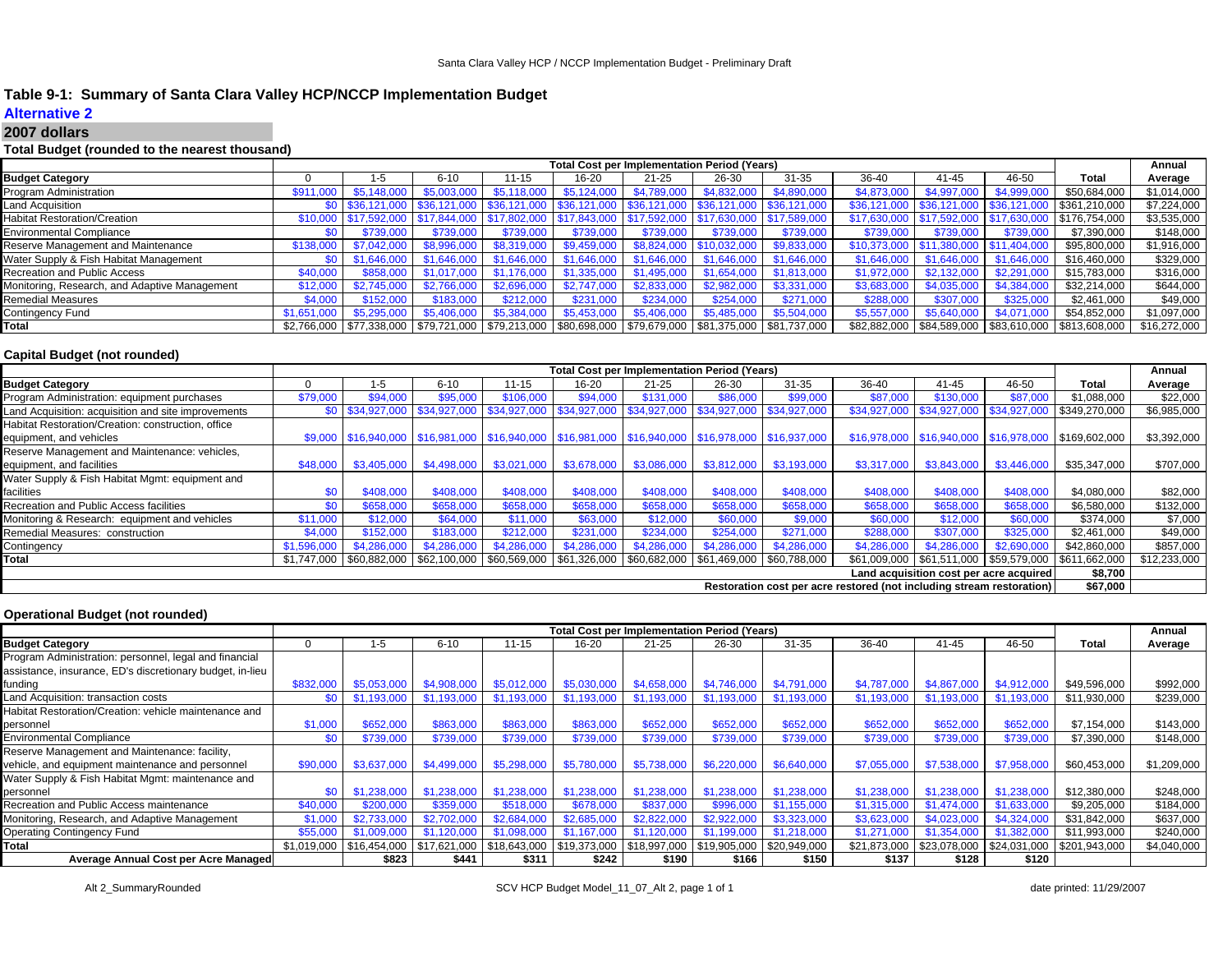## Table 9-1: Summary of Santa Clara Valley HCP/NCCP Implementation Budget

### Alternative 2

### 2007 dollars

**Total Budget (rounded to the nearest thousand)**

| | Total Cost per Implementation Period (Years) | | | | | | | | | | | | Annual |
|---|---|---|---|---|---|---|---|---|---|---|---|---|---|
| **Budget Category** | 0 | 1-5 | 6-10 | 11-15 | 16-20 | 21-25 | 26-30 | 31-35 | 36-40 | 41-45 | 46-50 | **Total** | **Average** |
| Program Administration | $911,000 | $5,148,000 | $5,003,000 | $5,118,000 | $5,124,000 | $4,789,000 | $4,832,000 | $4,890,000 | $4,873,000 | $4,997,000 | $4,999,000 | $50,684,000 | $1,014,000 |
| Land Acquisition | $0 | $36,121,000 | $36,121,000 | $36,121,000 | $36,121,000 | $36,121,000 | $36,121,000 | $36,121,000 | $36,121,000 | $36,121,000 | $36,121,000 | $361,210,000 | $7,224,000 |
| Habitat Restoration/Creation | $10,000 | $17,592,000 | $17,844,000 | $17,802,000 | $17,843,000 | $17,592,000 | $17,630,000 | $17,589,000 | $17,630,000 | $17,592,000 | $17,630,000 | $176,754,000 | $3,535,000 |
| Environmental Compliance | $0 | $739,000 | $739,000 | $739,000 | $739,000 | $739,000 | $739,000 | $739,000 | $739,000 | $739,000 | $739,000 | $7,390,000 | $148,000 |
| Reserve Management and Maintenance | $138,000 | $7,042,000 | $8,996,000 | $8,319,000 | $9,459,000 | $8,824,000 | $10,032,000 | $9,833,000 | $10,373,000 | $11,380,000 | $11,404,000 | $95,800,000 | $1,916,000 |
| Water Supply & Fish Habitat Management | $0 | $1,646,000 | $1,646,000 | $1,646,000 | $1,646,000 | $1,646,000 | $1,646,000 | $1,646,000 | $1,646,000 | $1,646,000 | $1,646,000 | $16,460,000 | $329,000 |
| Recreation and Public Access | $40,000 | $858,000 | $1,017,000 | $1,176,000 | $1,335,000 | $1,495,000 | $1,654,000 | $1,813,000 | $1,972,000 | $2,132,000 | $2,291,000 | $15,783,000 | $316,000 |
| Monitoring, Research, and Adaptive Management | $12,000 | $2,745,000 | $2,766,000 | $2,696,000 | $2,747,000 | $2,833,000 | $2,982,000 | $3,331,000 | $3,683,000 | $4,035,000 | $4,384,000 | $32,214,000 | $644,000 |
| Remedial Measures | $4,000 | $152,000 | $183,000 | $212,000 | $231,000 | $234,000 | $254,000 | $271,000 | $288,000 | $307,000 | $325,000 | $2,461,000 | $49,000 |
| Contingency Fund | $1,651,000 | $5,295,000 | $5,406,000 | $5,384,000 | $5,453,000 | $5,406,000 | $5,485,000 | $5,504,000 | $5,557,000 | $5,640,000 | $4,071,000 | $54,852,000 | $1,097,000 |
| **Total** | $2,766,000 | $77,338,000 | $79,721,000 | $79,213,000 | $80,698,000 | $79,679,000 | $81,375,000 | $81,737,000 | $82,882,000 | $84,589,000 | $83,610,000 | $813,608,000 | $16,272,000 |

**Capital Budget (not rounded)**

| | Total Cost per Implementation Period (Years) | | | | | | | | | | | | Annual |
|---|---|---|---|---|---|---|---|---|---|---|---|---|---|
| **Budget Category** | 0 | 1-5 | 6-10 | 11-15 | 16-20 | 21-25 | 26-30 | 31-35 | 36-40 | 41-45 | 46-50 | **Total** | **Average** |
| Program Administration: equipment purchases | $79,000 | $94,000 | $95,000 | $106,000 | $94,000 | $131,000 | $86,000 | $99,000 | $87,000 | $130,000 | $87,000 | $1,088,000 | $22,000 |
| Land Acquisition: acquisition and site improvements | $0 | $34,927,000 | $34,927,000 | $34,927,000 | $34,927,000 | $34,927,000 | $34,927,000 | $34,927,000 | $34,927,000 | $34,927,000 | $34,927,000 | $349,270,000 | $6,985,000 |
| Habitat Restoration/Creation: construction, office equipment, and vehicles | $9,000 | $16,940,000 | $16,981,000 | $16,940,000 | $16,981,000 | $16,940,000 | $16,978,000 | $16,937,000 | $16,978,000 | $16,940,000 | $16,978,000 | $169,602,000 | $3,392,000 |
| Reserve Management and Maintenance: vehicles, equipment, and facilities | $48,000 | $3,405,000 | $4,498,000 | $3,021,000 | $3,678,000 | $3,086,000 | $3,812,000 | $3,193,000 | $3,317,000 | $3,843,000 | $3,446,000 | $35,347,000 | $707,000 |
| Water Supply & Fish Habitat Mgmt: equipment and facilities | $0 | $408,000 | $408,000 | $408,000 | $408,000 | $408,000 | $408,000 | $408,000 | $408,000 | $408,000 | $408,000 | $4,080,000 | $82,000 |
| Recreation and Public Access facilities | $0 | $658,000 | $658,000 | $658,000 | $658,000 | $658,000 | $658,000 | $658,000 | $658,000 | $658,000 | $658,000 | $6,580,000 | $132,000 |
| Monitoring & Research: equipment and vehicles | $11,000 | $12,000 | $64,000 | $11,000 | $63,000 | $12,000 | $60,000 | $9,000 | $60,000 | $12,000 | $60,000 | $374,000 | $7,000 |
| Remedial Measures: construction | $4,000 | $152,000 | $183,000 | $212,000 | $231,000 | $234,000 | $254,000 | $271,000 | $288,000 | $307,000 | $325,000 | $2,461,000 | $49,000 |
| Contingency | $1,596,000 | $4,286,000 | $4,286,000 | $4,286,000 | $4,286,000 | $4,286,000 | $4,286,000 | $4,286,000 | $4,286,000 | $4,286,000 | $2,690,000 | $42,860,000 | $857,000 |
| **Total** | $1,747,000 | $60,882,000 | $62,100,000 | $60,569,000 | $61,326,000 | $60,682,000 | $61,469,000 | $60,788,000 | $61,009,000 | $61,511,000 | $59,579,000 | $611,662,000 | $12,233,000 |
| | | | | | | | | | | | **Land acquisition cost per acre acquired** | **$8,700** | |
| | | | | | | | | | | | **Restoration cost per acre restored (not including stream restoration)** | **$67,000** | |

**Operational Budget (not rounded)**

| | Total Cost per Implementation Period (Years) | | | | | | | | | | | | Annual |
|---|---|---|---|---|---|---|---|---|---|---|---|---|---|
| **Budget Category** | 0 | 1-5 | 6-10 | 11-15 | 16-20 | 21-25 | 26-30 | 31-35 | 36-40 | 41-45 | 46-50 | **Total** | **Average** |
| Program Administration: personnel, legal and financial assistance, insurance, ED's discretionary budget, in-lieu funding | $832,000 | $5,053,000 | $4,908,000 | $5,012,000 | $5,030,000 | $4,658,000 | $4,746,000 | $4,791,000 | $4,787,000 | $4,867,000 | $4,912,000 | $49,596,000 | $992,000 |
| Land Acquisition: transaction costs | $0 | $1,193,000 | $1,193,000 | $1,193,000 | $1,193,000 | $1,193,000 | $1,193,000 | $1,193,000 | $1,193,000 | $1,193,000 | $1,193,000 | $11,930,000 | $239,000 |
| Habitat Restoration/Creation: vehicle maintenance and personnel | $1,000 | $652,000 | $863,000 | $863,000 | $863,000 | $652,000 | $652,000 | $652,000 | $652,000 | $652,000 | $652,000 | $7,154,000 | $143,000 |
| Environmental Compliance | $0 | $739,000 | $739,000 | $739,000 | $739,000 | $739,000 | $739,000 | $739,000 | $739,000 | $739,000 | $739,000 | $7,390,000 | $148,000 |
| Reserve Management and Maintenance: facility, vehicle, and equipment maintenance and personnel | $90,000 | $3,637,000 | $4,499,000 | $5,298,000 | $5,780,000 | $5,738,000 | $6,220,000 | $6,640,000 | $7,055,000 | $7,538,000 | $7,958,000 | $60,453,000 | $1,209,000 |
| Water Supply & Fish Habitat Mgmt: maintenance and personnel | $0 | $1,238,000 | $1,238,000 | $1,238,000 | $1,238,000 | $1,238,000 | $1,238,000 | $1,238,000 | $1,238,000 | $1,238,000 | $1,238,000 | $12,380,000 | $248,000 |
| Recreation and Public Access maintenance | $40,000 | $200,000 | $359,000 | $518,000 | $678,000 | $837,000 | $996,000 | $1,155,000 | $1,315,000 | $1,474,000 | $1,633,000 | $9,205,000 | $184,000 |
| Monitoring, Research, and Adaptive Management | $1,000 | $2,733,000 | $2,702,000 | $2,684,000 | $2,685,000 | $2,822,000 | $2,922,000 | $3,323,000 | $3,623,000 | $4,023,000 | $4,324,000 | $31,842,000 | $637,000 |
| Operating Contingency Fund | $55,000 | $1,009,000 | $1,120,000 | $1,098,000 | $1,167,000 | $1,120,000 | $1,199,000 | $1,218,000 | $1,271,000 | $1,354,000 | $1,382,000 | $11,993,000 | $240,000 |
| **Total** | $1,019,000 | $16,454,000 | $17,621,000 | $18,643,000 | $19,373,000 | $18,997,000 | $19,905,000 | $20,949,000 | $21,873,000 | $23,078,000 | $24,031,000 | $201,943,000 | $4,040,000 |
| **Average Annual Cost per Acre Managed** | | $823 | $441 | $311 | $242 | $190 | $166 | $150 | $137 | $128 | $120 | | |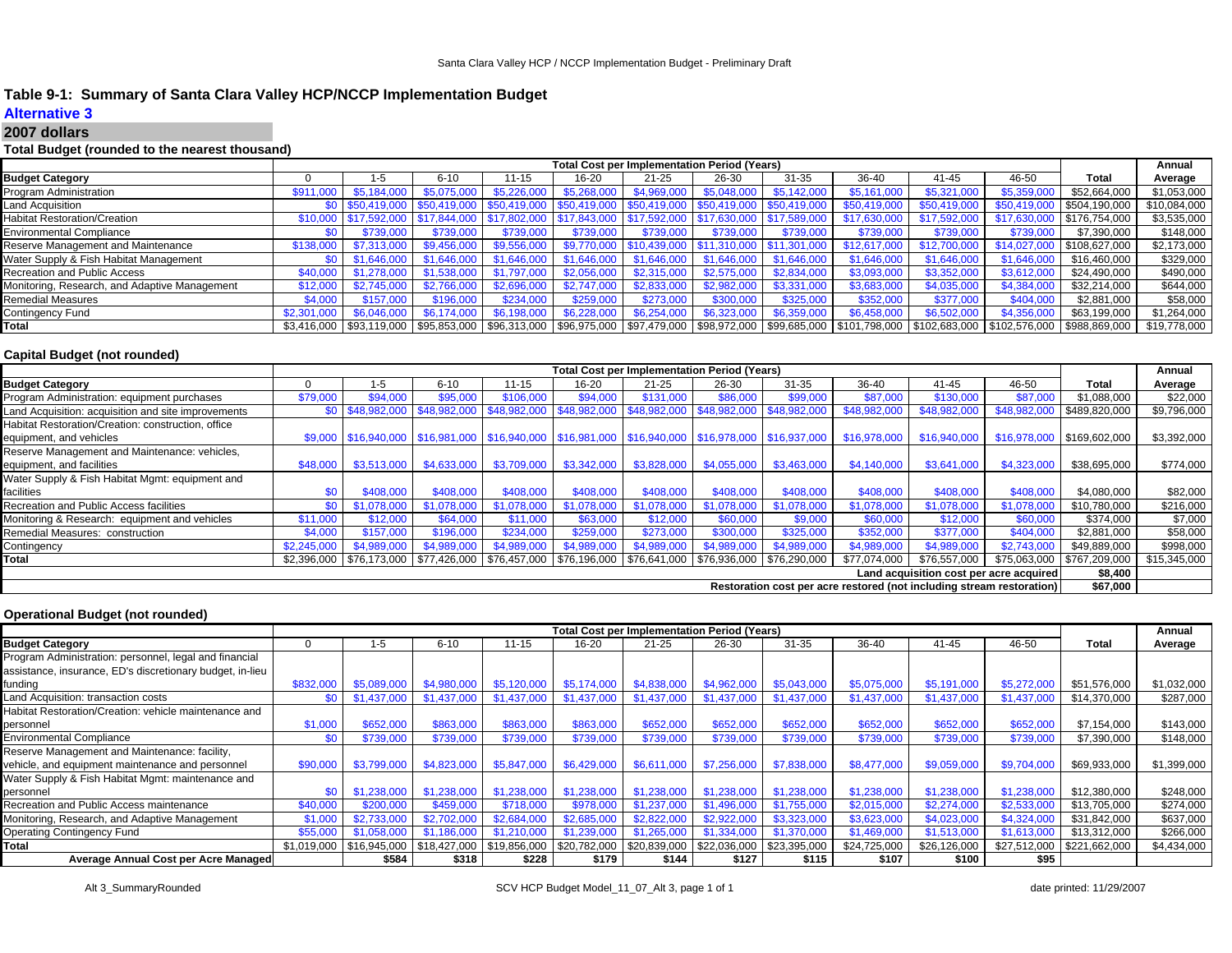## Table 9-1: Summary of Santa Clara Valley HCP/NCCP Implementation Budget

### Alternative 3

### 2007 dollars

**Total Budget (rounded to the nearest thousand)**

| | Total Cost per Implementation Period (Years) | | | | | | | | | | | | Annual |
|---|---|---|---|---|---|---|---|---|---|---|---|---|---|
| **Budget Category** | 0 | 1-5 | 6-10 | 11-15 | 16-20 | 21-25 | 26-30 | 31-35 | 36-40 | 41-45 | 46-50 | **Total** | **Average** |
| Program Administration | $911,000 | $5,184,000 | $5,075,000 | $5,226,000 | $5,268,000 | $4,969,000 | $5,048,000 | $5,142,000 | $5,161,000 | $5,321,000 | $5,359,000 | $52,664,000 | $1,053,000 |
| Land Acquisition | $0 | $50,419,000 | $50,419,000 | $50,419,000 | $50,419,000 | $50,419,000 | $50,419,000 | $50,419,000 | $50,419,000 | $50,419,000 | $50,419,000 | $504,190,000 | $10,084,000 |
| Habitat Restoration/Creation | $10,000 | $17,592,000 | $17,844,000 | $17,802,000 | $17,843,000 | $17,592,000 | $17,630,000 | $17,589,000 | $17,630,000 | $17,592,000 | $17,630,000 | $176,754,000 | $3,535,000 |
| Environmental Compliance | $0 | $739,000 | $739,000 | $739,000 | $739,000 | $739,000 | $739,000 | $739,000 | $739,000 | $739,000 | $739,000 | $7,390,000 | $148,000 |
| Reserve Management and Maintenance | $138,000 | $7,313,000 | $9,456,000 | $9,556,000 | $9,770,000 | $10,439,000 | $11,310,000 | $11,301,000 | $12,617,000 | $12,700,000 | $14,027,000 | $108,627,000 | $2,173,000 |
| Water Supply & Fish Habitat Management | $0 | $1,646,000 | $1,646,000 | $1,646,000 | $1,646,000 | $1,646,000 | $1,646,000 | $1,646,000 | $1,646,000 | $1,646,000 | $1,646,000 | $16,460,000 | $329,000 |
| Recreation and Public Access | $40,000 | $1,278,000 | $1,538,000 | $1,797,000 | $2,056,000 | $2,315,000 | $2,575,000 | $2,834,000 | $3,093,000 | $3,352,000 | $3,612,000 | $24,490,000 | $490,000 |
| Monitoring, Research, and Adaptive Management | $12,000 | $2,745,000 | $2,766,000 | $2,696,000 | $2,747,000 | $2,833,000 | $2,982,000 | $3,331,000 | $3,683,000 | $4,035,000 | $4,384,000 | $32,214,000 | $644,000 |
| Remedial Measures | $4,000 | $157,000 | $196,000 | $234,000 | $259,000 | $273,000 | $300,000 | $325,000 | $352,000 | $377,000 | $404,000 | $2,881,000 | $58,000 |
| Contingency Fund | $2,301,000 | $6,046,000 | $6,174,000 | $6,198,000 | $6,228,000 | $6,254,000 | $6,323,000 | $6,359,000 | $6,458,000 | $6,502,000 | $4,356,000 | $63,199,000 | $1,264,000 |
| **Total** | $3,416,000 | $93,119,000 | $95,853,000 | $96,313,000 | $96,975,000 | $97,479,000 | $98,972,000 | $99,685,000 | $101,798,000 | $102,683,000 | $102,576,000 | $988,869,000 | $19,778,000 |

**Capital Budget (not rounded)**

| | Total Cost per Implementation Period (Years) | | | | | | | | | | | | Annual |
|---|---|---|---|---|---|---|---|---|---|---|---|---|---|
| **Budget Category** | 0 | 1-5 | 6-10 | 11-15 | 16-20 | 21-25 | 26-30 | 31-35 | 36-40 | 41-45 | 46-50 | **Total** | **Average** |
| Program Administration: equipment purchases | $79,000 | $94,000 | $95,000 | $106,000 | $94,000 | $131,000 | $86,000 | $99,000 | $87,000 | $130,000 | $87,000 | $1,088,000 | $22,000 |
| Land Acquisition: acquisition and site improvements | $0 | $48,982,000 | $48,982,000 | $48,982,000 | $48,982,000 | $48,982,000 | $48,982,000 | $48,982,000 | $48,982,000 | $48,982,000 | $48,982,000 | $489,820,000 | $9,796,000 |
| Habitat Restoration/Creation: construction, office equipment, and vehicles | $9,000 | $16,940,000 | $16,981,000 | $16,940,000 | $16,981,000 | $16,940,000 | $16,978,000 | $16,937,000 | $16,978,000 | $16,940,000 | $16,978,000 | $169,602,000 | $3,392,000 |
| Reserve Management and Maintenance: vehicles, equipment, and facilities | $48,000 | $3,513,000 | $4,633,000 | $3,709,000 | $3,342,000 | $3,828,000 | $4,055,000 | $3,463,000 | $4,140,000 | $3,641,000 | $4,323,000 | $38,695,000 | $774,000 |
| Water Supply & Fish Habitat Mgmt: equipment and facilities | $0 | $408,000 | $408,000 | $408,000 | $408,000 | $408,000 | $408,000 | $408,000 | $408,000 | $408,000 | $408,000 | $4,080,000 | $82,000 |
| Recreation and Public Access facilities | $0 | $1,078,000 | $1,078,000 | $1,078,000 | $1,078,000 | $1,078,000 | $1,078,000 | $1,078,000 | $1,078,000 | $1,078,000 | $1,078,000 | $10,780,000 | $216,000 |
| Monitoring & Research: equipment and vehicles | $11,000 | $12,000 | $64,000 | $11,000 | $63,000 | $12,000 | $60,000 | $9,000 | $60,000 | $12,000 | $60,000 | $374,000 | $7,000 |
| Remedial Measures: construction | $4,000 | $157,000 | $196,000 | $234,000 | $259,000 | $273,000 | $300,000 | $325,000 | $352,000 | $377,000 | $404,000 | $2,881,000 | $58,000 |
| Contingency | $2,245,000 | $4,989,000 | $4,989,000 | $4,989,000 | $4,989,000 | $4,989,000 | $4,989,000 | $4,989,000 | $4,989,000 | $4,989,000 | $2,743,000 | $49,889,000 | $998,000 |
| **Total** | $2,396,000 | $76,173,000 | $77,426,000 | $76,457,000 | $76,196,000 | $76,641,000 | $76,936,000 | $76,290,000 | $77,074,000 | $76,557,000 | $75,063,000 | $767,209,000 | $15,345,000 |
| | | | | | | | | | | | **Land acquisition cost per acre acquired** | **$8,400** | |
| | | | | | | | | | | | **Restoration cost per acre restored (not including stream restoration)** | **$67,000** | |

**Operational Budget (not rounded)**

| | Total Cost per Implementation Period (Years) | | | | | | | | | | | | Annual |
|---|---|---|---|---|---|---|---|---|---|---|---|---|---|
| **Budget Category** | 0 | 1-5 | 6-10 | 11-15 | 16-20 | 21-25 | 26-30 | 31-35 | 36-40 | 41-45 | 46-50 | **Total** | **Average** |
| Program Administration: personnel, legal and financial assistance, insurance, ED's discretionary budget, in-lieu funding | $832,000 | $5,089,000 | $4,980,000 | $5,120,000 | $5,174,000 | $4,838,000 | $4,962,000 | $5,043,000 | $5,075,000 | $5,191,000 | $5,272,000 | $51,576,000 | $1,032,000 |
| Land Acquisition: transaction costs | $0 | $1,437,000 | $1,437,000 | $1,437,000 | $1,437,000 | $1,437,000 | $1,437,000 | $1,437,000 | $1,437,000 | $1,437,000 | $1,437,000 | $14,370,000 | $287,000 |
| Habitat Restoration/Creation: vehicle maintenance and personnel | $1,000 | $652,000 | $863,000 | $863,000 | $863,000 | $652,000 | $652,000 | $652,000 | $652,000 | $652,000 | $652,000 | $7,154,000 | $143,000 |
| Environmental Compliance | $0 | $739,000 | $739,000 | $739,000 | $739,000 | $739,000 | $739,000 | $739,000 | $739,000 | $739,000 | $739,000 | $7,390,000 | $148,000 |
| Reserve Management and Maintenance: facility, vehicle, and equipment maintenance and personnel | $90,000 | $3,799,000 | $4,823,000 | $5,847,000 | $6,429,000 | $6,611,000 | $7,256,000 | $7,838,000 | $8,477,000 | $9,059,000 | $9,704,000 | $69,933,000 | $1,399,000 |
| Water Supply & Fish Habitat Mgmt: maintenance and personnel | $0 | $1,238,000 | $1,238,000 | $1,238,000 | $1,238,000 | $1,238,000 | $1,238,000 | $1,238,000 | $1,238,000 | $1,238,000 | $1,238,000 | $12,380,000 | $248,000 |
| Recreation and Public Access maintenance | $40,000 | $200,000 | $459,000 | $718,000 | $978,000 | $1,237,000 | $1,496,000 | $1,755,000 | $2,015,000 | $2,274,000 | $2,533,000 | $13,705,000 | $274,000 |
| Monitoring, Research, and Adaptive Management | $1,000 | $2,733,000 | $2,702,000 | $2,684,000 | $2,685,000 | $2,822,000 | $2,922,000 | $3,323,000 | $3,623,000 | $4,023,000 | $4,324,000 | $31,842,000 | $637,000 |
| Operating Contingency Fund | $55,000 | $1,058,000 | $1,186,000 | $1,210,000 | $1,239,000 | $1,265,000 | $1,334,000 | $1,370,000 | $1,469,000 | $1,513,000 | $1,613,000 | $13,312,000 | $266,000 |
| **Total** | $1,019,000 | $16,945,000 | $18,427,000 | $19,856,000 | $20,782,000 | $20,839,000 | $22,036,000 | $23,395,000 | $24,725,000 | $26,126,000 | $27,512,000 | $221,662,000 | $4,434,000 |
| **Average Annual Cost per Acre Managed** | | **$584** | **$318** | **$228** | **$179** | **$144** | **$127** | **$115** | **$107** | **$100** | **$95** | | |

Alt 3_SummaryRounded — SCV HCP Budget Model_11_07_Alt 3, page 1 of 1 — date printed: 11/29/2007